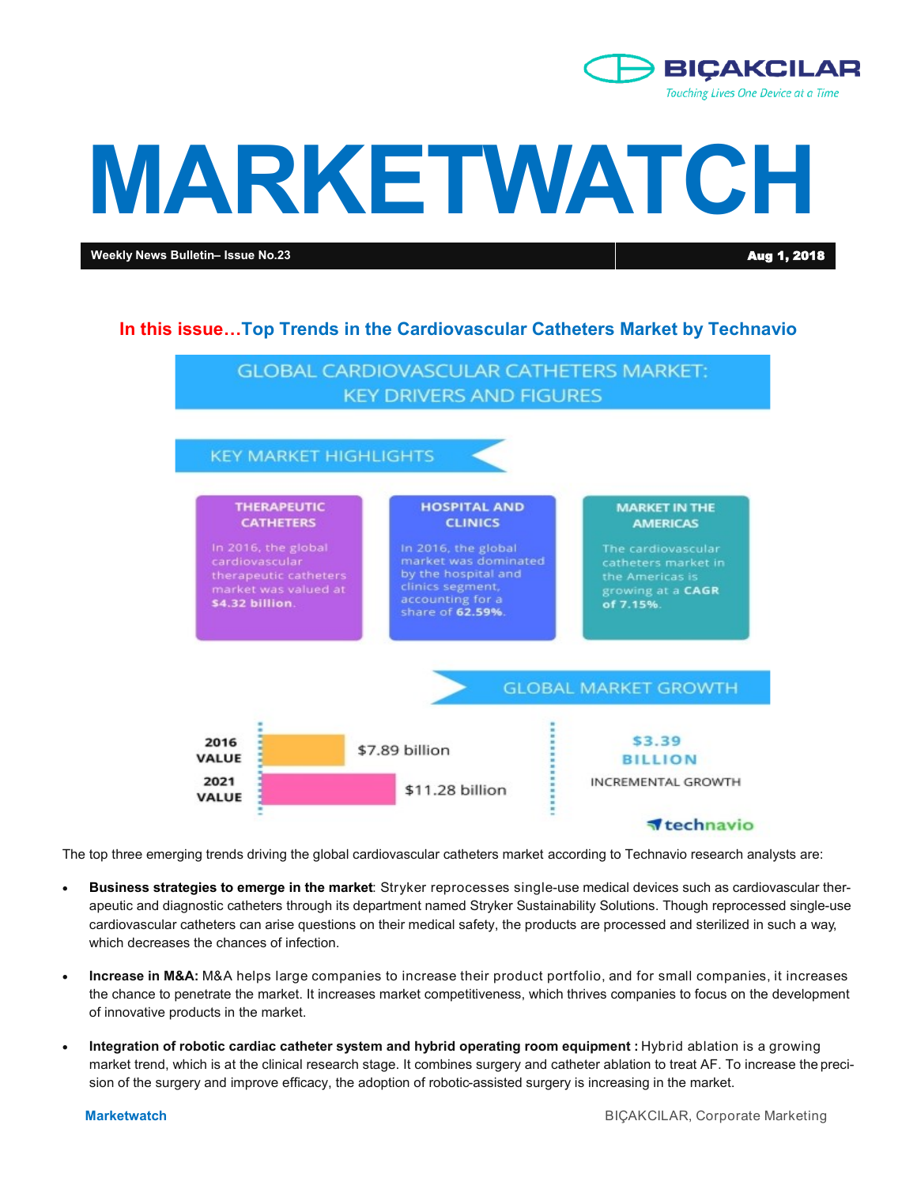BIÇAKCILAR

*Touching Lives One Device at a Time*

# MARKETWATCH

**Weekly News Bulletin– Issue No.23** | **Aug 1, 2018**

## In this issue…Top Trends in the Cardiovascular Catheters Market by Technavio

### GLOBAL CARDIOVASCULAR CATHETERS MARKET: KEY DRIVERS AND FIGURES

#### KEY MARKET HIGHLIGHTS

**THERAPEUTIC CATHETERS**

In 2016, the global cardiovascular therapeutic catheters market was valued at **$4.32 billion**.

**HOSPITAL AND CLINICS**

In 2016, the global market was dominated by the hospital and clinics segment, accounting for a share of **62.59%**.

**MARKET IN THE AMERICAS**

The cardiovascular catheters market in the Americas is growing at a **CAGR of 7.15%**.

#### GLOBAL MARKET GROWTH

| | |
|---|---|
| **2016 VALUE** | $7.89 billion |
| **2021 VALUE** | $11.28 billion |

**$3.39 BILLION** INCREMENTAL GROWTH

technavio

The top three emerging trends driving the global cardiovascular catheters market according to Technavio research analysts are:

- **Business strategies to emerge in the market**: Stryker reprocesses single-use medical devices such as cardiovascular therapeutic and diagnostic catheters through its department named Stryker Sustainability Solutions. Though reprocessed single-use cardiovascular catheters can arise questions on their medical safety, the products are processed and sterilized in such a way, which decreases the chances of infection.

- **Increase in M&A:** M&A helps large companies to increase their product portfolio, and for small companies, it increases the chance to penetrate the market. It increases market competitiveness, which thrives companies to focus on the development of innovative products in the market.

- **Integration of robotic cardiac catheter system and hybrid operating room equipment :** Hybrid ablation is a growing market trend, which is at the clinical research stage. It combines surgery and catheter ablation to treat AF. To increase the precision of the surgery and improve efficacy, the adoption of robotic-assisted surgery is increasing in the market.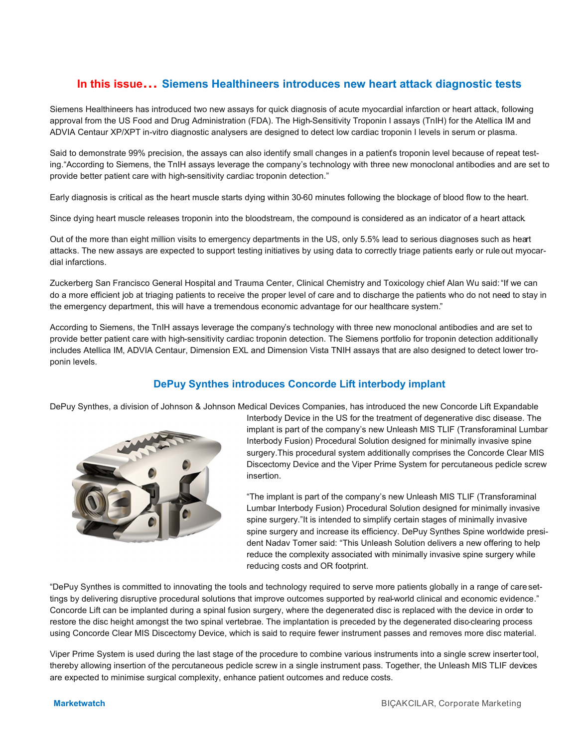## In this issue… Siemens Healthineers introduces new heart attack diagnostic tests

Siemens Healthineers has introduced two new assays for quick diagnosis of acute myocardial infarction or heart attack, following approval from the US Food and Drug Administration (FDA). The High-Sensitivity Troponin I assays (TnIH) for the Atellica IM and ADVIA Centaur XP/XPT in-vitro diagnostic analysers are designed to detect low cardiac troponin I levels in serum or plasma.

Said to demonstrate 99% precision, the assays can also identify small changes in a patient's troponin level because of repeat testing."According to Siemens, the TnIH assays leverage the company's technology with three new monoclonal antibodies and are set to provide better patient care with high-sensitivity cardiac troponin detection."

Early diagnosis is critical as the heart muscle starts dying within 30-60 minutes following the blockage of blood flow to the heart.

Since dying heart muscle releases troponin into the bloodstream, the compound is considered as an indicator of a heart attack.

Out of the more than eight million visits to emergency departments in the US, only 5.5% lead to serious diagnoses such as heart attacks. The new assays are expected to support testing initiatives by using data to correctly triage patients early or rule out myocardial infarctions.

Zuckerberg San Francisco General Hospital and Trauma Center, Clinical Chemistry and Toxicology chief Alan Wu said: "If we can do a more efficient job at triaging patients to receive the proper level of care and to discharge the patients who do not need to stay in the emergency department, this will have a tremendous economic advantage for our healthcare system."

According to Siemens, the TnIH assays leverage the company's technology with three new monoclonal antibodies and are set to provide better patient care with high-sensitivity cardiac troponin detection. The Siemens portfolio for troponin detection additionally includes Atellica IM, ADVIA Centaur, Dimension EXL and Dimension Vista TNIH assays that are also designed to detect lower troponin levels.

## DePuy Synthes introduces Concorde Lift interbody implant

DePuy Synthes, a division of Johnson & Johnson Medical Devices Companies, has introduced the new Concorde Lift Expandable Interbody Device in the US for the treatment of degenerative disc disease. The implant is part of the company's new Unleash MIS TLIF (Transforaminal Lumbar Interbody Fusion) Procedural Solution designed for minimally invasive spine surgery.This procedural system additionally comprises the Concorde Clear MIS Discectomy Device and the Viper Prime System for percutaneous pedicle screw insertion.

"The implant is part of the company's new Unleash MIS TLIF (Transforaminal Lumbar Interbody Fusion) Procedural Solution designed for minimally invasive spine surgery."It is intended to simplify certain stages of minimally invasive spine surgery and increase its efficiency. DePuy Synthes Spine worldwide president Nadav Tomer said: "This Unleash Solution delivers a new offering to help reduce the complexity associated with minimally invasive spine surgery while reducing costs and OR footprint.

"DePuy Synthes is committed to innovating the tools and technology required to serve more patients globally in a range of care settings by delivering disruptive procedural solutions that improve outcomes supported by real-world clinical and economic evidence." Concorde Lift can be implanted during a spinal fusion surgery, where the degenerated disc is replaced with the device in order to restore the disc height amongst the two spinal vertebrae. The implantation is preceded by the degenerated disc-clearing process using Concorde Clear MIS Discectomy Device, which is said to require fewer instrument passes and removes more disc material.

Viper Prime System is used during the last stage of the procedure to combine various instruments into a single screw inserter tool, thereby allowing insertion of the percutaneous pedicle screw in a single instrument pass. Together, the Unleash MIS TLIF devices are expected to minimise surgical complexity, enhance patient outcomes and reduce costs.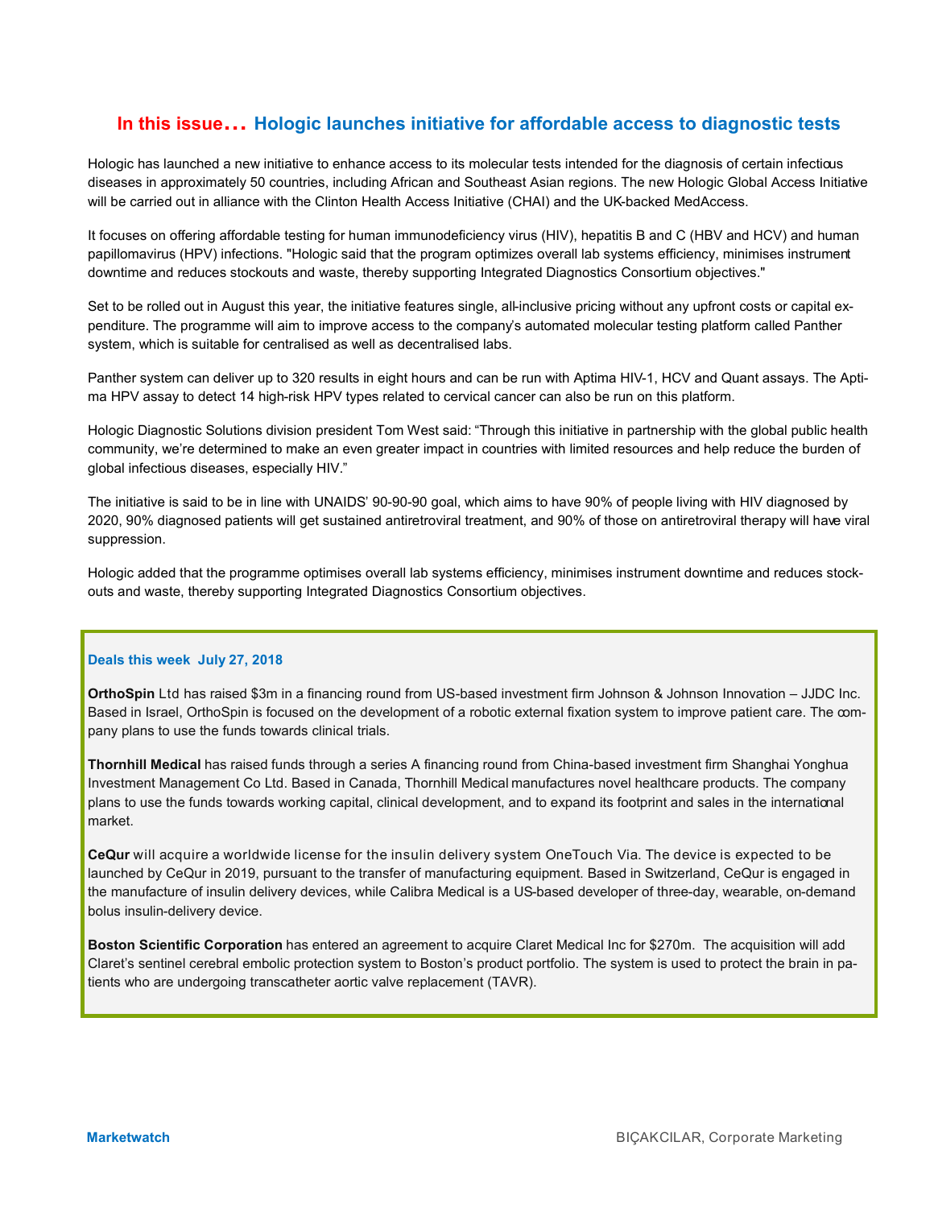## In this issue… Hologic launches initiative for affordable access to diagnostic tests

Hologic has launched a new initiative to enhance access to its molecular tests intended for the diagnosis of certain infectious diseases in approximately 50 countries, including African and Southeast Asian regions. The new Hologic Global Access Initiative will be carried out in alliance with the Clinton Health Access Initiative (CHAI) and the UK-backed MedAccess.

It focuses on offering affordable testing for human immunodeficiency virus (HIV), hepatitis B and C (HBV and HCV) and human papillomavirus (HPV) infections. "Hologic said that the program optimizes overall lab systems efficiency, minimises instrument downtime and reduces stockouts and waste, thereby supporting Integrated Diagnostics Consortium objectives."

Set to be rolled out in August this year, the initiative features single, all-inclusive pricing without any upfront costs or capital expenditure. The programme will aim to improve access to the company's automated molecular testing platform called Panther system, which is suitable for centralised as well as decentralised labs.

Panther system can deliver up to 320 results in eight hours and can be run with Aptima HIV-1, HCV and Quant assays. The Aptima HPV assay to detect 14 high-risk HPV types related to cervical cancer can also be run on this platform.

Hologic Diagnostic Solutions division president Tom West said: "Through this initiative in partnership with the global public health community, we're determined to make an even greater impact in countries with limited resources and help reduce the burden of global infectious diseases, especially HIV."

The initiative is said to be in line with UNAIDS' 90-90-90 goal, which aims to have 90% of people living with HIV diagnosed by 2020, 90% diagnosed patients will get sustained antiretroviral treatment, and 90% of those on antiretroviral therapy will have viral suppression.

Hologic added that the programme optimises overall lab systems efficiency, minimises instrument downtime and reduces stockouts and waste, thereby supporting Integrated Diagnostics Consortium objectives.

### Deals this week July 27, 2018

**OrthoSpin** Ltd has raised $3m in a financing round from US-based investment firm Johnson & Johnson Innovation – JJDC Inc. Based in Israel, OrthoSpin is focused on the development of a robotic external fixation system to improve patient care. The company plans to use the funds towards clinical trials.

**Thornhill Medical** has raised funds through a series A financing round from China-based investment firm Shanghai Yonghua Investment Management Co Ltd. Based in Canada, Thornhill Medical manufactures novel healthcare products. The company plans to use the funds towards working capital, clinical development, and to expand its footprint and sales in the international market.

**CeQur** will acquire a worldwide license for the insulin delivery system OneTouch Via. The device is expected to be launched by CeQur in 2019, pursuant to the transfer of manufacturing equipment. Based in Switzerland, CeQur is engaged in the manufacture of insulin delivery devices, while Calibra Medical is a US-based developer of three-day, wearable, on-demand bolus insulin-delivery device.

**Boston Scientific Corporation** has entered an agreement to acquire Claret Medical Inc for $270m. The acquisition will add Claret's sentinel cerebral embolic protection system to Boston's product portfolio. The system is used to protect the brain in patients who are undergoing transcatheter aortic valve replacement (TAVR).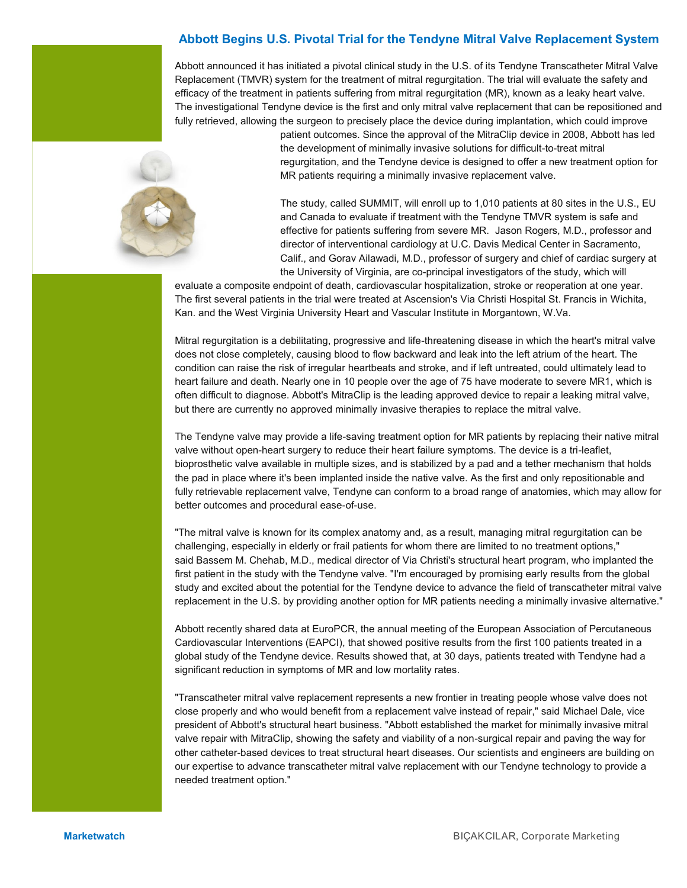## Abbott Begins U.S. Pivotal Trial for the Tendyne Mitral Valve Replacement System

Abbott announced it has initiated a pivotal clinical study in the U.S. of its Tendyne Transcatheter Mitral Valve Replacement (TMVR) system for the treatment of mitral regurgitation. The trial will evaluate the safety and efficacy of the treatment in patients suffering from mitral regurgitation (MR), known as a leaky heart valve. The investigational Tendyne device is the first and only mitral valve replacement that can be repositioned and fully retrieved, allowing the surgeon to precisely place the device during implantation, which could improve patient outcomes. Since the approval of the MitraClip device in 2008, Abbott has led the development of minimally invasive solutions for difficult-to-treat mitral regurgitation, and the Tendyne device is designed to offer a new treatment option for MR patients requiring a minimally invasive replacement valve.

The study, called SUMMIT, will enroll up to 1,010 patients at 80 sites in the U.S., EU and Canada to evaluate if treatment with the Tendyne TMVR system is safe and effective for patients suffering from severe MR. Jason Rogers, M.D., professor and director of interventional cardiology at U.C. Davis Medical Center in Sacramento, Calif., and Gorav Ailawadi, M.D., professor of surgery and chief of cardiac surgery at the University of Virginia, are co-principal investigators of the study, which will evaluate a composite endpoint of death, cardiovascular hospitalization, stroke or reoperation at one year. The first several patients in the trial were treated at Ascension's Via Christi Hospital St. Francis in Wichita, Kan. and the West Virginia University Heart and Vascular Institute in Morgantown, W.Va.

Mitral regurgitation is a debilitating, progressive and life-threatening disease in which the heart's mitral valve does not close completely, causing blood to flow backward and leak into the left atrium of the heart. The condition can raise the risk of irregular heartbeats and stroke, and if left untreated, could ultimately lead to heart failure and death. Nearly one in 10 people over the age of 75 have moderate to severe MR1, which is often difficult to diagnose. Abbott's MitraClip is the leading approved device to repair a leaking mitral valve, but there are currently no approved minimally invasive therapies to replace the mitral valve.

The Tendyne valve may provide a life-saving treatment option for MR patients by replacing their native mitral valve without open-heart surgery to reduce their heart failure symptoms. The device is a tri-leaflet, bioprosthetic valve available in multiple sizes, and is stabilized by a pad and a tether mechanism that holds the pad in place where it's been implanted inside the native valve. As the first and only repositionable and fully retrievable replacement valve, Tendyne can conform to a broad range of anatomies, which may allow for better outcomes and procedural ease-of-use.

"The mitral valve is known for its complex anatomy and, as a result, managing mitral regurgitation can be challenging, especially in elderly or frail patients for whom there are limited to no treatment options," said Bassem M. Chehab, M.D., medical director of Via Christi's structural heart program, who implanted the first patient in the study with the Tendyne valve. "I'm encouraged by promising early results from the global study and excited about the potential for the Tendyne device to advance the field of transcatheter mitral valve replacement in the U.S. by providing another option for MR patients needing a minimally invasive alternative."

Abbott recently shared data at EuroPCR, the annual meeting of the European Association of Percutaneous Cardiovascular Interventions (EAPCI), that showed positive results from the first 100 patients treated in a global study of the Tendyne device. Results showed that, at 30 days, patients treated with Tendyne had a significant reduction in symptoms of MR and low mortality rates.

"Transcatheter mitral valve replacement represents a new frontier in treating people whose valve does not close properly and who would benefit from a replacement valve instead of repair," said Michael Dale, vice president of Abbott's structural heart business. "Abbott established the market for minimally invasive mitral valve repair with MitraClip, showing the safety and viability of a non-surgical repair and paving the way for other catheter-based devices to treat structural heart diseases. Our scientists and engineers are building on our expertise to advance transcatheter mitral valve replacement with our Tendyne technology to provide a needed treatment option."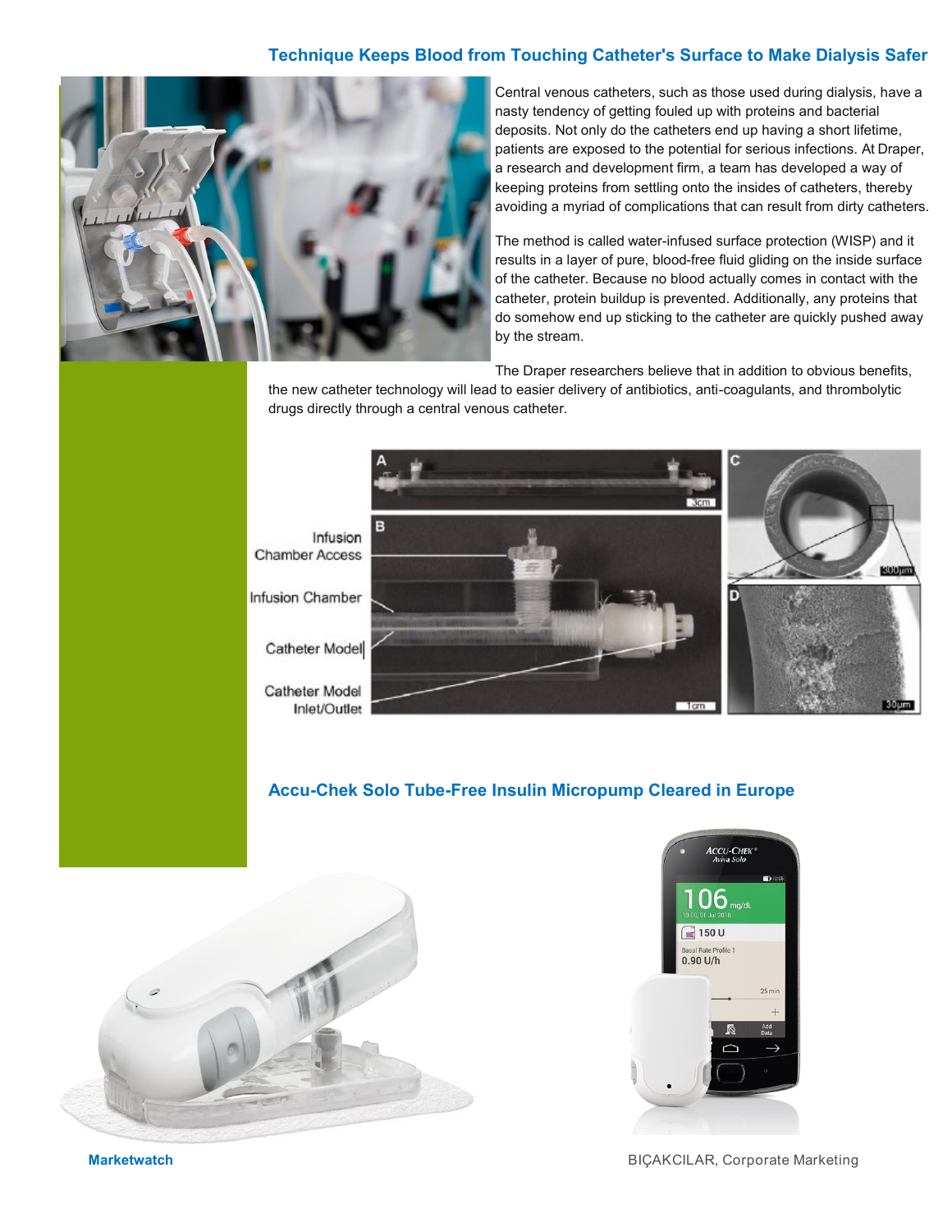## Technique Keeps Blood from Touching Catheter's Surface to Make Dialysis Safer

Central venous catheters, such as those used during dialysis, have a nasty tendency of getting fouled up with proteins and bacterial deposits. Not only do the catheters end up having a short lifetime, patients are exposed to the potential for serious infections. At Draper, a research and development firm, a team has developed a way of keeping proteins from settling onto the insides of catheters, thereby avoiding a myriad of complications that can result from dirty catheters.

The method is called water-infused surface protection (WISP) and it results in a layer of pure, blood-free fluid gliding on the inside surface of the catheter. Because no blood actually comes in contact with the catheter, protein buildup is prevented. Additionally, any proteins that do somehow end up sticking to the catheter are quickly pushed away by the stream.

The Draper researchers believe that in addition to obvious benefits, the new catheter technology will lead to easier delivery of antibiotics, anti-coagulants, and thrombolytic drugs directly through a central venous catheter.

Infusion Chamber Access

Infusion Chamber

Catheter Model

Catheter Model Inlet/Outlet

## Accu-Chek Solo Tube-Free Insulin Micropump Cleared in Europe

**Marketwatch**

BIÇAKCILAR, Corporate Marketing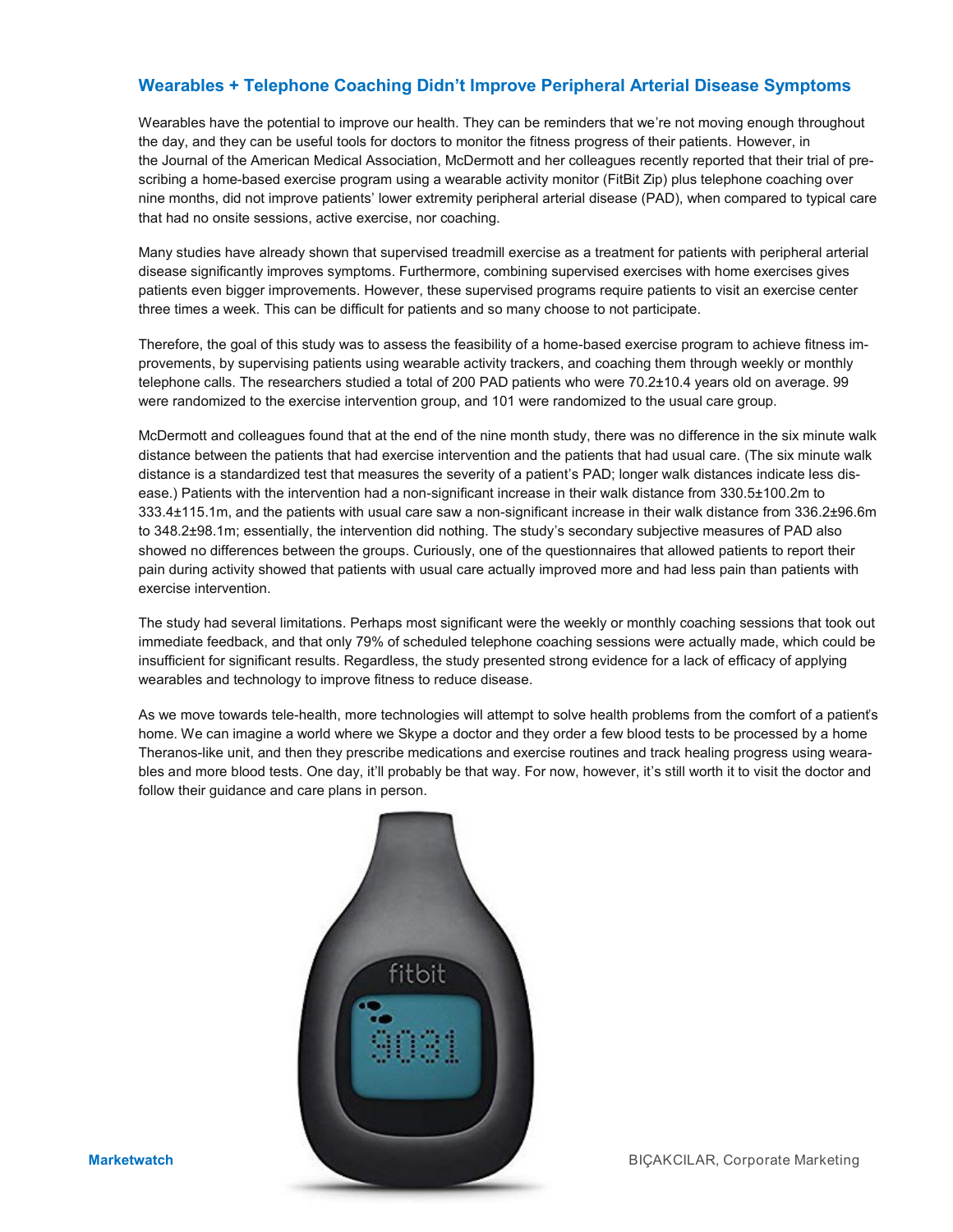## Wearables + Telephone Coaching Didn't Improve Peripheral Arterial Disease Symptoms

Wearables have the potential to improve our health. They can be reminders that we're not moving enough throughout the day, and they can be useful tools for doctors to monitor the fitness progress of their patients. However, in the Journal of the American Medical Association, McDermott and her colleagues recently reported that their trial of prescribing a home-based exercise program using a wearable activity monitor (FitBit Zip) plus telephone coaching over nine months, did not improve patients' lower extremity peripheral arterial disease (PAD), when compared to typical care that had no onsite sessions, active exercise, nor coaching.

Many studies have already shown that supervised treadmill exercise as a treatment for patients with peripheral arterial disease significantly improves symptoms. Furthermore, combining supervised exercises with home exercises gives patients even bigger improvements. However, these supervised programs require patients to visit an exercise center three times a week. This can be difficult for patients and so many choose to not participate.

Therefore, the goal of this study was to assess the feasibility of a home-based exercise program to achieve fitness improvements, by supervising patients using wearable activity trackers, and coaching them through weekly or monthly telephone calls. The researchers studied a total of 200 PAD patients who were 70.2±10.4 years old on average. 99 were randomized to the exercise intervention group, and 101 were randomized to the usual care group.

McDermott and colleagues found that at the end of the nine month study, there was no difference in the six minute walk distance between the patients that had exercise intervention and the patients that had usual care. (The six minute walk distance is a standardized test that measures the severity of a patient's PAD; longer walk distances indicate less disease.) Patients with the intervention had a non-significant increase in their walk distance from 330.5±100.2m to 333.4±115.1m, and the patients with usual care saw a non-significant increase in their walk distance from 336.2±96.6m to 348.2±98.1m; essentially, the intervention did nothing. The study's secondary subjective measures of PAD also showed no differences between the groups. Curiously, one of the questionnaires that allowed patients to report their pain during activity showed that patients with usual care actually improved more and had less pain than patients with exercise intervention.

The study had several limitations. Perhaps most significant were the weekly or monthly coaching sessions that took out immediate feedback, and that only 79% of scheduled telephone coaching sessions were actually made, which could be insufficient for significant results. Regardless, the study presented strong evidence for a lack of efficacy of applying wearables and technology to improve fitness to reduce disease.

As we move towards tele-health, more technologies will attempt to solve health problems from the comfort of a patient's home. We can imagine a world where we Skype a doctor and they order a few blood tests to be processed by a home Theranos-like unit, and then they prescribe medications and exercise routines and track healing progress using wearables and more blood tests. One day, it'll probably be that way. For now, however, it's still worth it to visit the doctor and follow their guidance and care plans in person.